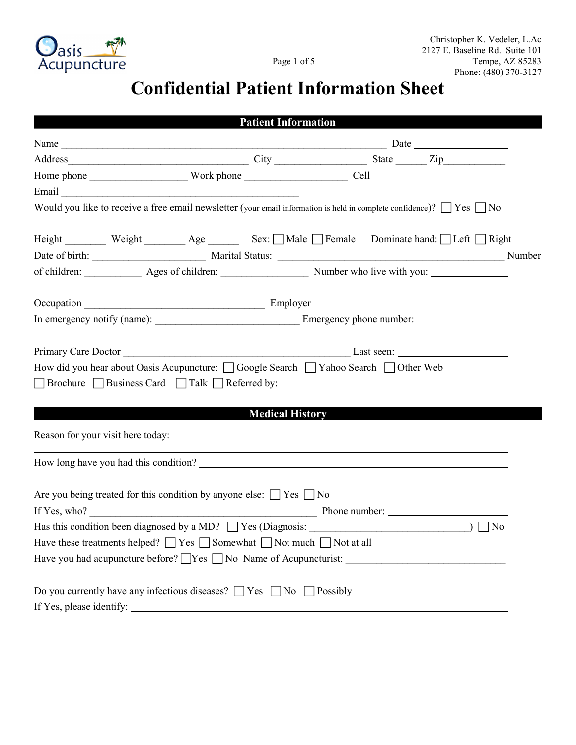Christopher K. Vedeler, L.Ac
2127 E. Baseline Rd. Suite 101
Tempe, AZ 85283
Phone: (480) 370-3127

# Confidential Patient Information Sheet

## Patient Information

Name ______________________________________________________________ Date ________________

Address__________________________________ City _________________ State ______ Zip___________

Home phone __________________ Work phone ___________________ Cell _________________________

Email ____________________________________________

Would you like to receive a free email newsletter (your email information is held in complete confidence)? ☐ Yes ☐ No

Height ________ Weight ________ Age ______ Sex: ☐ Male ☐ Female Dominate hand: ☐ Left ☐ Right

Date of birth: _____________________ Marital Status: ____________________________________________ Number of children: __________ Ages of children: ________________ Number who live with you: ______________

Occupation __________________________________ Employer ____________________________________

In emergency notify (name): ___________________________ Emergency phone number: ________________

Primary Care Doctor ___________________________________________ Last seen: ___________________

How did you hear about Oasis Acupuncture: ☐ Google Search ☐ Yahoo Search ☐ Other Web

☐ Brochure ☐ Business Card ☐ Talk ☐ Referred by: ________________________________________

## Medical History

Reason for your visit here today: _________________________________________________________

_____________________________________________________________________________________

How long have you had this condition? _____________________________________________________

Are you being treated for this condition by anyone else: ☐ Yes ☐ No

If Yes, who? ____________________________________________ Phone number: ____________________

Has this condition been diagnosed by a MD? ☐ Yes (Diagnosis: ______________________________) ☐ No

Have these treatments helped? ☐ Yes ☐ Somewhat ☐ Not much ☐ Not at all

Have you had acupuncture before? ☐ Yes ☐ No Name of Acupuncturist: ______________________________

Do you currently have any infectious diseases? ☐ Yes ☐ No ☐ Possibly

If Yes, please identify: _______________________________________________________________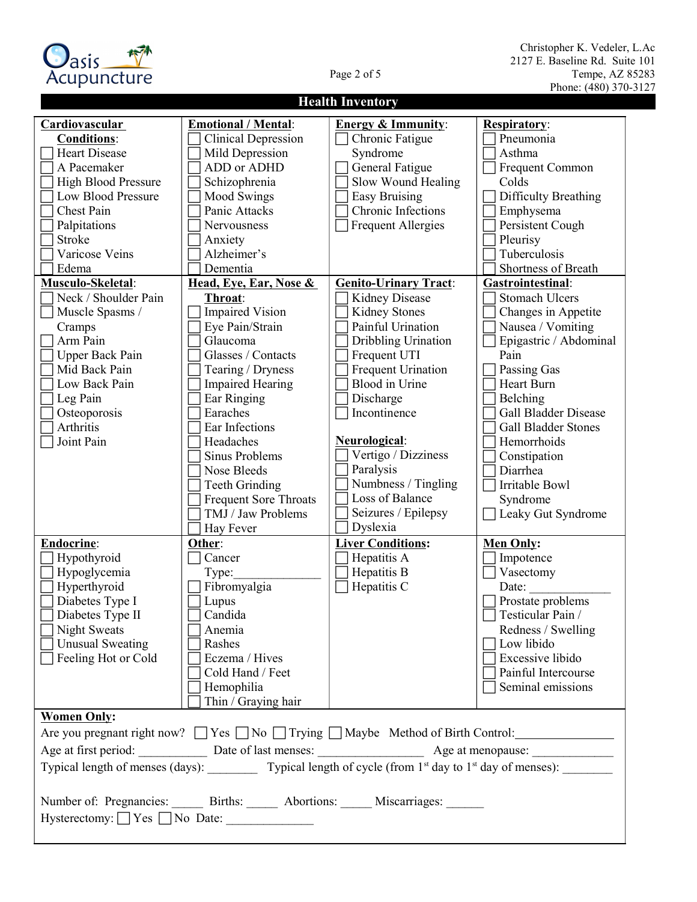Christopher K. Vedeler, L.Ac
2127 E. Baseline Rd. Suite 101
Tempe, AZ 85283
Phone: (480) 370-3127

## Health Inventory

**Cardiovascular Conditions:**
- ☐ Heart Disease
- ☐ A Pacemaker
- ☐ High Blood Pressure
- ☐ Low Blood Pressure
- ☐ Chest Pain
- ☐ Palpitations
- ☐ Stroke
- ☐ Varicose Veins
- ☐ Edema

**Emotional / Mental:**
- ☐ Clinical Depression
- ☐ Mild Depression
- ☐ ADD or ADHD
- ☐ Schizophrenia
- ☐ Mood Swings
- ☐ Panic Attacks
- ☐ Nervousness
- ☐ Anxiety
- ☐ Alzheimer's
- ☐ Dementia

**Energy & Immunity:**
- ☐ Chronic Fatigue Syndrome
- ☐ General Fatigue
- ☐ Slow Wound Healing
- ☐ Easy Bruising
- ☐ Chronic Infections
- ☐ Frequent Allergies

**Respiratory:**
- ☐ Pneumonia
- ☐ Asthma
- ☐ Frequent Common Colds
- ☐ Difficulty Breathing
- ☐ Emphysema
- ☐ Persistent Cough
- ☐ Pleurisy
- ☐ Tuberculosis
- ☐ Shortness of Breath

**Musculo-Skeletal:**
- ☐ Neck / Shoulder Pain
- ☐ Muscle Spasms / Cramps
- ☐ Arm Pain
- ☐ Upper Back Pain
- ☐ Mid Back Pain
- ☐ Low Back Pain
- ☐ Leg Pain
- ☐ Osteoporosis
- ☐ Arthritis
- ☐ Joint Pain

**Head, Eye, Ear, Nose & Throat:**
- ☐ Impaired Vision
- ☐ Eye Pain/Strain
- ☐ Glaucoma
- ☐ Glasses / Contacts
- ☐ Tearing / Dryness
- ☐ Impaired Hearing
- ☐ Ear Ringing
- ☐ Earaches
- ☐ Ear Infections
- ☐ Headaches
- ☐ Sinus Problems
- ☐ Nose Bleeds
- ☐ Teeth Grinding
- ☐ Frequent Sore Throats
- ☐ TMJ / Jaw Problems
- ☐ Hay Fever

**Genito-Urinary Tract:**
- ☐ Kidney Disease
- ☐ Kidney Stones
- ☐ Painful Urination
- ☐ Dribbling Urination
- ☐ Frequent UTI
- ☐ Frequent Urination
- ☐ Blood in Urine
- ☐ Discharge
- ☐ Incontinence

**Neurological:**
- ☐ Vertigo / Dizziness
- ☐ Paralysis
- ☐ Numbness / Tingling
- ☐ Loss of Balance
- ☐ Seizures / Epilepsy
- ☐ Dyslexia

**Gastrointestinal:**
- ☐ Stomach Ulcers
- ☐ Changes in Appetite
- ☐ Nausea / Vomiting
- ☐ Epigastric / Abdominal Pain
- ☐ Passing Gas
- ☐ Heart Burn
- ☐ Belching
- ☐ Gall Bladder Disease
- ☐ Gall Bladder Stones
- ☐ Hemorrhoids
- ☐ Constipation
- ☐ Diarrhea
- ☐ Irritable Bowl Syndrome
- ☐ Leaky Gut Syndrome

**Endocrine:**
- ☐ Hypothyroid
- ☐ Hypoglycemia
- ☐ Hyperthyroid
- ☐ Diabetes Type I
- ☐ Diabetes Type II
- ☐ Night Sweats
- ☐ Unusual Sweating
- ☐ Feeling Hot or Cold

**Other:**
- ☐ Cancer Type:_______________
- ☐ Fibromyalgia
- ☐ Lupus
- ☐ Candida
- ☐ Anemia
- ☐ Rashes
- ☐ Eczema / Hives
- ☐ Cold Hand / Feet
- ☐ Hemophilia
- ☐ Thin / Graying hair

**Liver Conditions:**
- ☐ Hepatitis A
- ☐ Hepatitis B
- ☐ Hepatitis C

**Men Only:**
- ☐ Impotence
- ☐ Vasectomy Date: _____________
- ☐ Prostate problems
- ☐ Testicular Pain / Redness / Swelling
- ☐ Low libido
- ☐ Excessive libido
- ☐ Painful Intercourse
- ☐ Seminal emissions

**Women Only:**

Are you pregnant right now? ☐ Yes ☐ No ☐ Trying ☐ Maybe Method of Birth Control:________________

Age at first period: ___________ Date of last menses: _________________ Age at menopause: _____________

Typical length of menses (days): ________ Typical length of cycle (from 1st day to 1st day of menses): ________

Number of: Pregnancies: _____ Births: _____ Abortions: _____ Miscarriages: ______

Hysterectomy: ☐ Yes ☐ No Date: ______________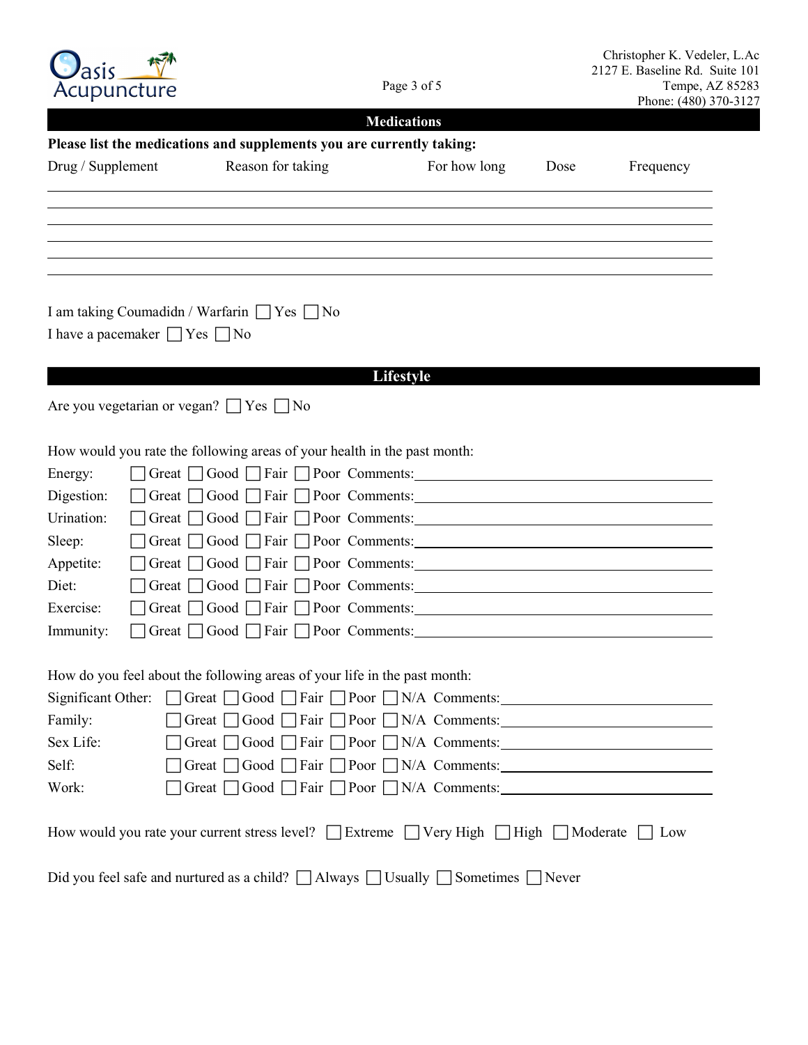Christopher K. Vedeler, L.Ac
2127 E. Baseline Rd. Suite 101
Tempe, AZ 85283
Phone: (480) 370-3127

## Medications

**Please list the medications and supplements you are currently taking:**

| Drug / Supplement | Reason for taking | For how long | Dose | Frequency |
|---|---|---|---|---|
| | | | | |
| | | | | |
| | | | | |
| | | | | |
| | | | | |

I am taking Coumadidn / Warfarin ☐ Yes ☐ No

I have a pacemaker ☐ Yes ☐ No

## Lifestyle

Are you vegetarian or vegan? ☐ Yes ☐ No

How would you rate the following areas of your health in the past month:

Energy: ☐ Great ☐ Good ☐ Fair ☐ Poor Comments:\_\_\_\_\_\_\_\_\_\_\_\_\_\_\_\_\_\_\_\_

Digestion: ☐ Great ☐ Good ☐ Fair ☐ Poor Comments:\_\_\_\_\_\_\_\_\_\_\_\_\_\_\_\_\_\_\_\_

Urination: ☐ Great ☐ Good ☐ Fair ☐ Poor Comments:\_\_\_\_\_\_\_\_\_\_\_\_\_\_\_\_\_\_\_\_

Sleep: ☐ Great ☐ Good ☐ Fair ☐ Poor Comments:\_\_\_\_\_\_\_\_\_\_\_\_\_\_\_\_\_\_\_\_

Appetite: ☐ Great ☐ Good ☐ Fair ☐ Poor Comments:\_\_\_\_\_\_\_\_\_\_\_\_\_\_\_\_\_\_\_\_

Diet: ☐ Great ☐ Good ☐ Fair ☐ Poor Comments:\_\_\_\_\_\_\_\_\_\_\_\_\_\_\_\_\_\_\_\_

Exercise: ☐ Great ☐ Good ☐ Fair ☐ Poor Comments:\_\_\_\_\_\_\_\_\_\_\_\_\_\_\_\_\_\_\_\_

Immunity: ☐ Great ☐ Good ☐ Fair ☐ Poor Comments:\_\_\_\_\_\_\_\_\_\_\_\_\_\_\_\_\_\_\_\_

How do you feel about the following areas of your life in the past month:

Significant Other: ☐ Great ☐ Good ☐ Fair ☐ Poor ☐ N/A Comments:\_\_\_\_\_\_\_\_\_\_\_\_\_\_\_\_\_\_\_\_

Family: ☐ Great ☐ Good ☐ Fair ☐ Poor ☐ N/A Comments:\_\_\_\_\_\_\_\_\_\_\_\_\_\_\_\_\_\_\_\_

Sex Life: ☐ Great ☐ Good ☐ Fair ☐ Poor ☐ N/A Comments:\_\_\_\_\_\_\_\_\_\_\_\_\_\_\_\_\_\_\_\_

Self: ☐ Great ☐ Good ☐ Fair ☐ Poor ☐ N/A Comments:\_\_\_\_\_\_\_\_\_\_\_\_\_\_\_\_\_\_\_\_

Work: ☐ Great ☐ Good ☐ Fair ☐ Poor ☐ N/A Comments:\_\_\_\_\_\_\_\_\_\_\_\_\_\_\_\_\_\_\_\_

How would you rate your current stress level? ☐ Extreme ☐ Very High ☐ High ☐ Moderate ☐ Low

Did you feel safe and nurtured as a child? ☐ Always ☐ Usually ☐ Sometimes ☐ Never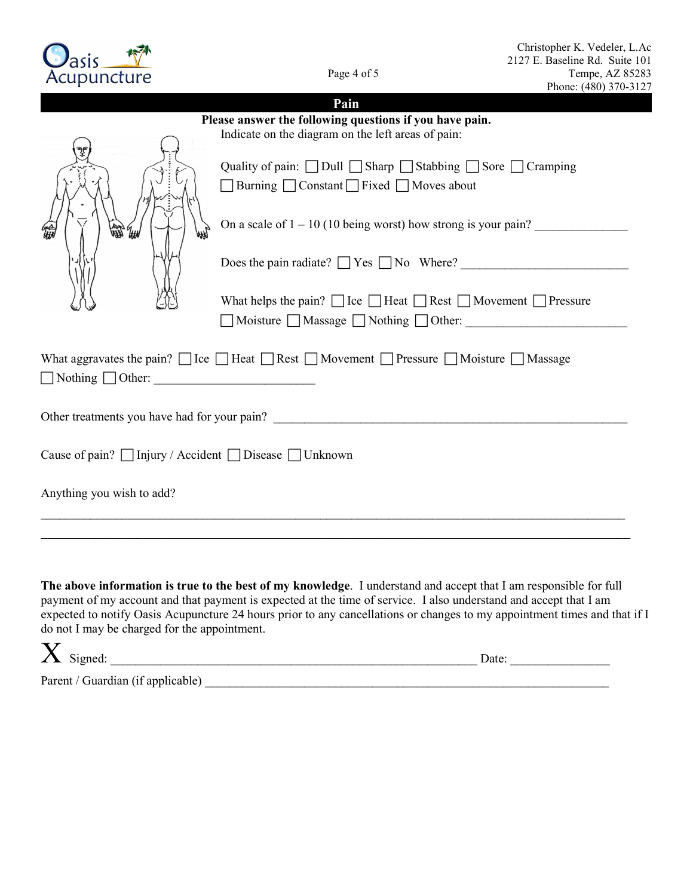## Pain

**Please answer the following questions if you have pain.**

Indicate on the diagram on the left areas of pain:

Quality of pain: ☐ Dull ☐ Sharp ☐ Stabbing ☐ Sore ☐ Cramping ☐ Burning ☐ Constant ☐ Fixed ☐ Moves about

On a scale of 1 – 10 (10 being worst) how strong is your pain? _______________

Does the pain radiate? ☐ Yes ☐ No Where? ___________________________

What helps the pain? ☐ Ice ☐ Heat ☐ Rest ☐ Movement ☐ Pressure ☐ Moisture ☐ Massage ☐ Nothing ☐ Other: _________________________

What aggravates the pain? ☐ Ice ☐ Heat ☐ Rest ☐ Movement ☐ Pressure ☐ Moisture ☐ Massage ☐ Nothing ☐ Other: __________________________

Other treatments you have had for your pain? ____________________________________________________________

Cause of pain? ☐ Injury / Accident ☐ Disease ☐ Unknown

Anything you wish to add?

____________________________________________________________________________________________________

____________________________________________________________________________________________________

**The above information is true to the best of my knowledge**. I understand and accept that I am responsible for full payment of my account and that payment is expected at the time of service. I also understand and accept that I am expected to notify Oasis Acupuncture 24 hours prior to any cancellations or changes to my appointment times and that if I do not I may be charged for the appointment.

X Signed: ______________________________________________________________ Date: ________________

Parent / Guardian (if applicable) ______________________________________________________________________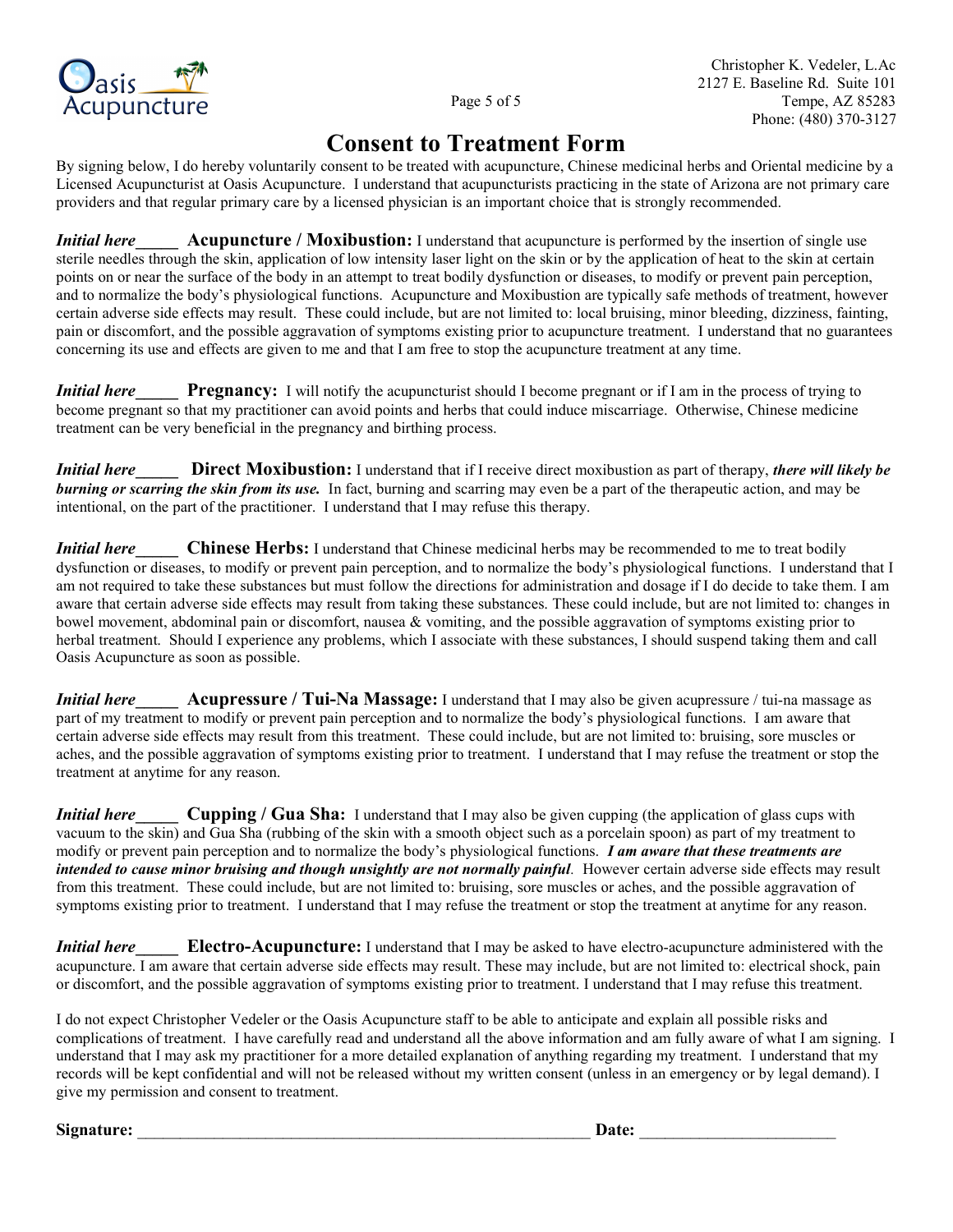Christopher K. Vedeler, L.Ac
2127 E. Baseline Rd. Suite 101
Tempe, AZ 85283
Phone: (480) 370-3127

# Consent to Treatment Form

By signing below, I do hereby voluntarily consent to be treated with acupuncture, Chinese medicinal herbs and Oriental medicine by a Licensed Acupuncturist at Oasis Acupuncture. I understand that acupuncturists practicing in the state of Arizona are not primary care providers and that regular primary care by a licensed physician is an important choice that is strongly recommended.

***Initial here*_____** **Acupuncture / Moxibustion:** I understand that acupuncture is performed by the insertion of single use sterile needles through the skin, application of low intensity laser light on the skin or by the application of heat to the skin at certain points on or near the surface of the body in an attempt to treat bodily dysfunction or diseases, to modify or prevent pain perception, and to normalize the body's physiological functions. Acupuncture and Moxibustion are typically safe methods of treatment, however certain adverse side effects may result. These could include, but are not limited to: local bruising, minor bleeding, dizziness, fainting, pain or discomfort, and the possible aggravation of symptoms existing prior to acupuncture treatment. I understand that no guarantees concerning its use and effects are given to me and that I am free to stop the acupuncture treatment at any time.

***Initial here*_____** **Pregnancy:** I will notify the acupuncturist should I become pregnant or if I am in the process of trying to become pregnant so that my practitioner can avoid points and herbs that could induce miscarriage. Otherwise, Chinese medicine treatment can be very beneficial in the pregnancy and birthing process.

***Initial here*_____** **Direct Moxibustion:** I understand that if I receive direct moxibustion as part of therapy, ***there will likely be burning or scarring the skin from its use.*** In fact, burning and scarring may even be a part of the therapeutic action, and may be intentional, on the part of the practitioner. I understand that I may refuse this therapy.

***Initial here*_____** **Chinese Herbs:** I understand that Chinese medicinal herbs may be recommended to me to treat bodily dysfunction or diseases, to modify or prevent pain perception, and to normalize the body's physiological functions. I understand that I am not required to take these substances but must follow the directions for administration and dosage if I do decide to take them. I am aware that certain adverse side effects may result from taking these substances. These could include, but are not limited to: changes in bowel movement, abdominal pain or discomfort, nausea & vomiting, and the possible aggravation of symptoms existing prior to herbal treatment. Should I experience any problems, which I associate with these substances, I should suspend taking them and call Oasis Acupuncture as soon as possible.

***Initial here*_____** **Acupressure / Tui-Na Massage:** I understand that I may also be given acupressure / tui-na massage as part of my treatment to modify or prevent pain perception and to normalize the body's physiological functions. I am aware that certain adverse side effects may result from this treatment. These could include, but are not limited to: bruising, sore muscles or aches, and the possible aggravation of symptoms existing prior to treatment. I understand that I may refuse the treatment or stop the treatment at anytime for any reason.

***Initial here*_____** **Cupping / Gua Sha:** I understand that I may also be given cupping (the application of glass cups with vacuum to the skin) and Gua Sha (rubbing of the skin with a smooth object such as a porcelain spoon) as part of my treatment to modify or prevent pain perception and to normalize the body's physiological functions. ***I am aware that these treatments are intended to cause minor bruising and though unsightly are not normally painful***. However certain adverse side effects may result from this treatment. These could include, but are not limited to: bruising, sore muscles or aches, and the possible aggravation of symptoms existing prior to treatment. I understand that I may refuse the treatment or stop the treatment at anytime for any reason.

***Initial here*_____** **Electro-Acupuncture:** I understand that I may be asked to have electro-acupuncture administered with the acupuncture. I am aware that certain adverse side effects may result. These may include, but are not limited to: electrical shock, pain or discomfort, and the possible aggravation of symptoms existing prior to treatment. I understand that I may refuse this treatment.

I do not expect Christopher Vedeler or the Oasis Acupuncture staff to be able to anticipate and explain all possible risks and complications of treatment. I have carefully read and understand all the above information and am fully aware of what I am signing. I understand that I may ask my practitioner for a more detailed explanation of anything regarding my treatment. I understand that my records will be kept confidential and will not be released without my written consent (unless in an emergency or by legal demand). I give my permission and consent to treatment.

**Signature:** ________________________________________ **Date:** ____________________